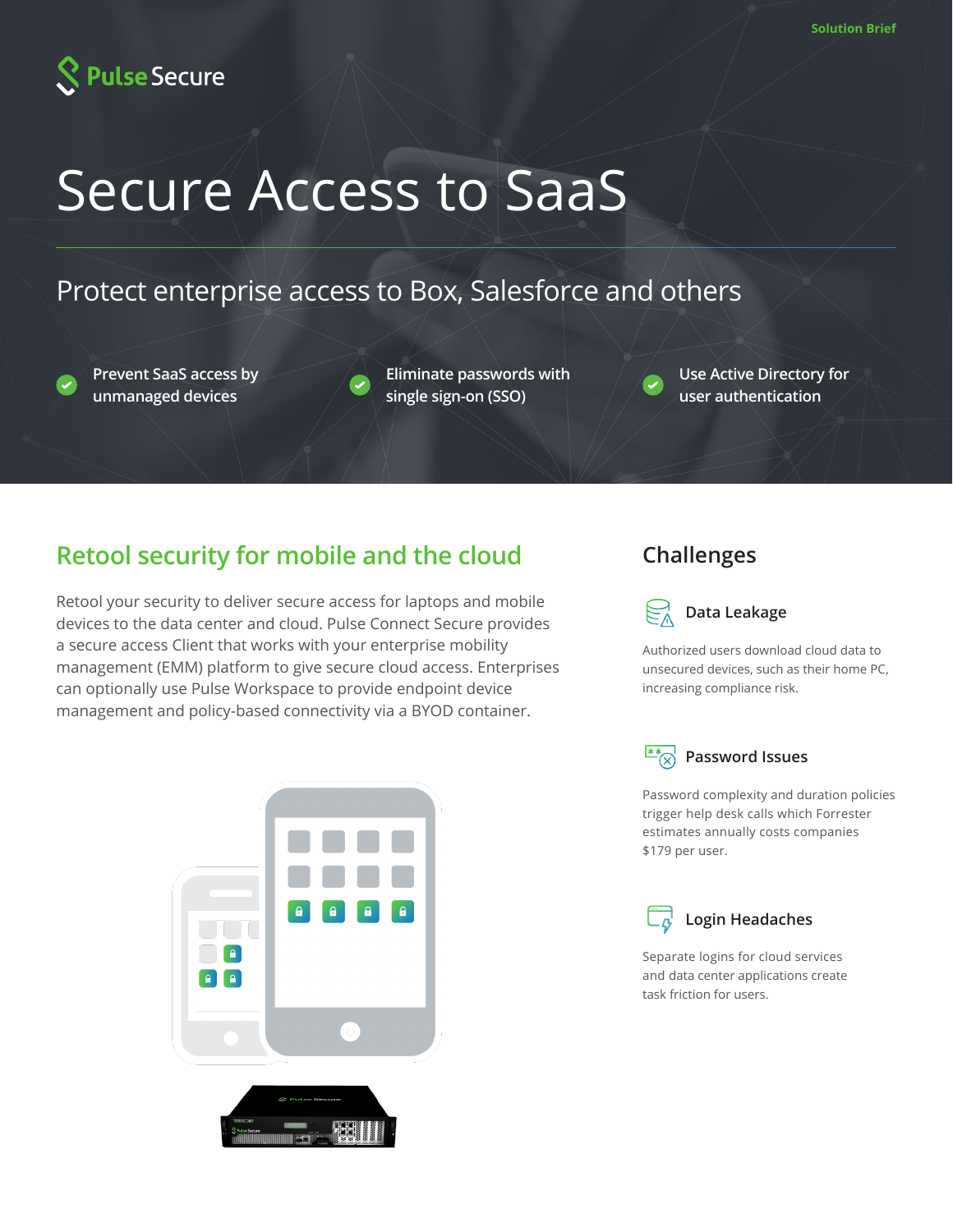Solution Brief

# Secure Access to SaaS

## Protect enterprise access to Box, Salesforce and others

- Prevent SaaS access by unmanaged devices
- Eliminate passwords with single sign-on (SSO)
- Use Active Directory for user authentication

## Retool security for mobile and the cloud

Retool your security to deliver secure access for laptops and mobile devices to the data center and cloud. Pulse Connect Secure provides a secure access Client that works with your enterprise mobility management (EMM) platform to give secure cloud access. Enterprises can optionally use Pulse Workspace to provide endpoint device management and policy-based connectivity via a BYOD container.

## Challenges

### Data Leakage

Authorized users download cloud data to unsecured devices, such as their home PC, increasing compliance risk.

### Password Issues

Password complexity and duration policies trigger help desk calls which Forrester estimates annually costs companies $179 per user.

### Login Headaches

Separate logins for cloud services and data center applications create task friction for users.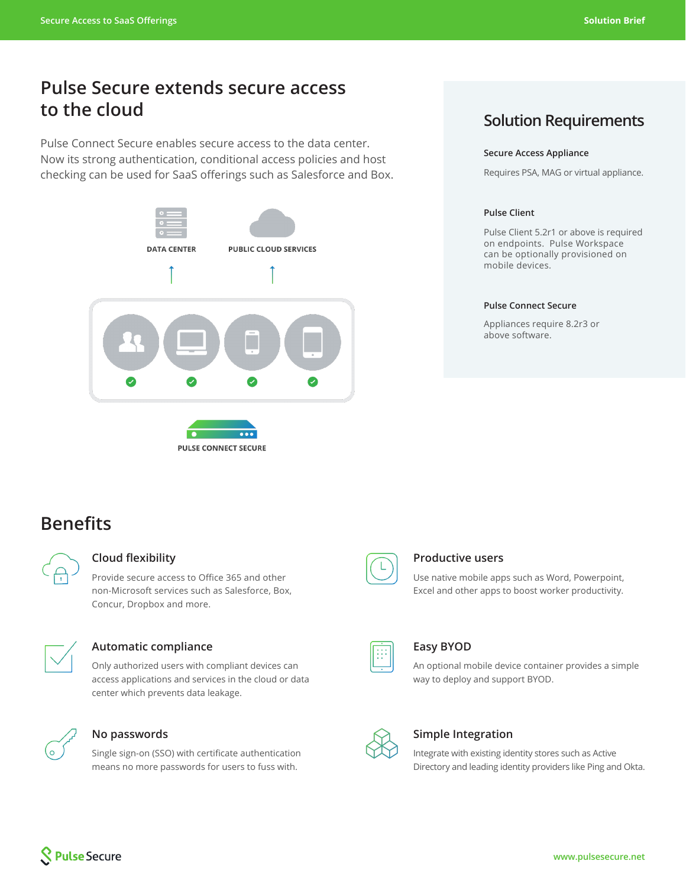# Pulse Secure extends secure access to the cloud

Pulse Connect Secure enables secure access to the data center. Now its strong authentication, conditional access policies and host checking can be used for SaaS offerings such as Salesforce and Box.

DATA CENTER

PUBLIC CLOUD SERVICES

PULSE CONNECT SECURE

## Solution Requirements

### Secure Access Appliance

Requires PSA, MAG or virtual appliance.

### Pulse Client

Pulse Client 5.2r1 or above is required on endpoints. Pulse Workspace can be optionally provisioned on mobile devices.

### Pulse Connect Secure

Appliances require 8.2r3 or above software.

## Benefits

### Cloud flexibility

Provide secure access to Office 365 and other non-Microsoft services such as Salesforce, Box, Concur, Dropbox and more.

### Productive users

Use native mobile apps such as Word, Powerpoint, Excel and other apps to boost worker productivity.

### Automatic compliance

Only authorized users with compliant devices can access applications and services in the cloud or data center which prevents data leakage.

### Easy BYOD

An optional mobile device container provides a simple way to deploy and support BYOD.

### No passwords

Single sign-on (SSO) with certificate authentication means no more passwords for users to fuss with.

### Simple Integration

Integrate with existing identity stores such as Active Directory and leading identity providers like Ping and Okta.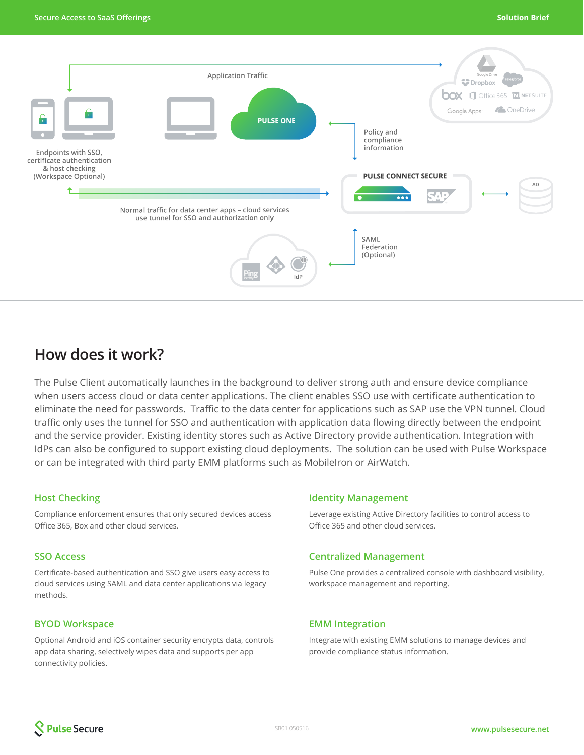Application Traffic

PULSE ONE

Endpoints with SSO, certificate authentication & host checking (Workspace Optional)

Policy and compliance information

PULSE CONNECT SECURE

AD

Normal traffic for data center apps – cloud services use tunnel for SSO and authorization only

SAML Federation (Optional)

IdP

## How does it work?

The Pulse Client automatically launches in the background to deliver strong auth and ensure device compliance when users access cloud or data center applications. The client enables SSO use with certificate authentication to eliminate the need for passwords. Traffic to the data center for applications such as SAP use the VPN tunnel. Cloud traffic only uses the tunnel for SSO and authentication with application data flowing directly between the endpoint and the service provider. Existing identity stores such as Active Directory provide authentication. Integration with IdPs can also be configured to support existing cloud deployments. The solution can be used with Pulse Workspace or can be integrated with third party EMM platforms such as MobileIron or AirWatch.

### Host Checking

Compliance enforcement ensures that only secured devices access Office 365, Box and other cloud services.

### SSO Access

Certificate-based authentication and SSO give users easy access to cloud services using SAML and data center applications via legacy methods.

### BYOD Workspace

Optional Android and iOS container security encrypts data, controls app data sharing, selectively wipes data and supports per app connectivity policies.

### Identity Management

Leverage existing Active Directory facilities to control access to Office 365 and other cloud services.

### Centralized Management

Pulse One provides a centralized console with dashboard visibility, workspace management and reporting.

### EMM Integration

Integrate with existing EMM solutions to manage devices and provide compliance status information.